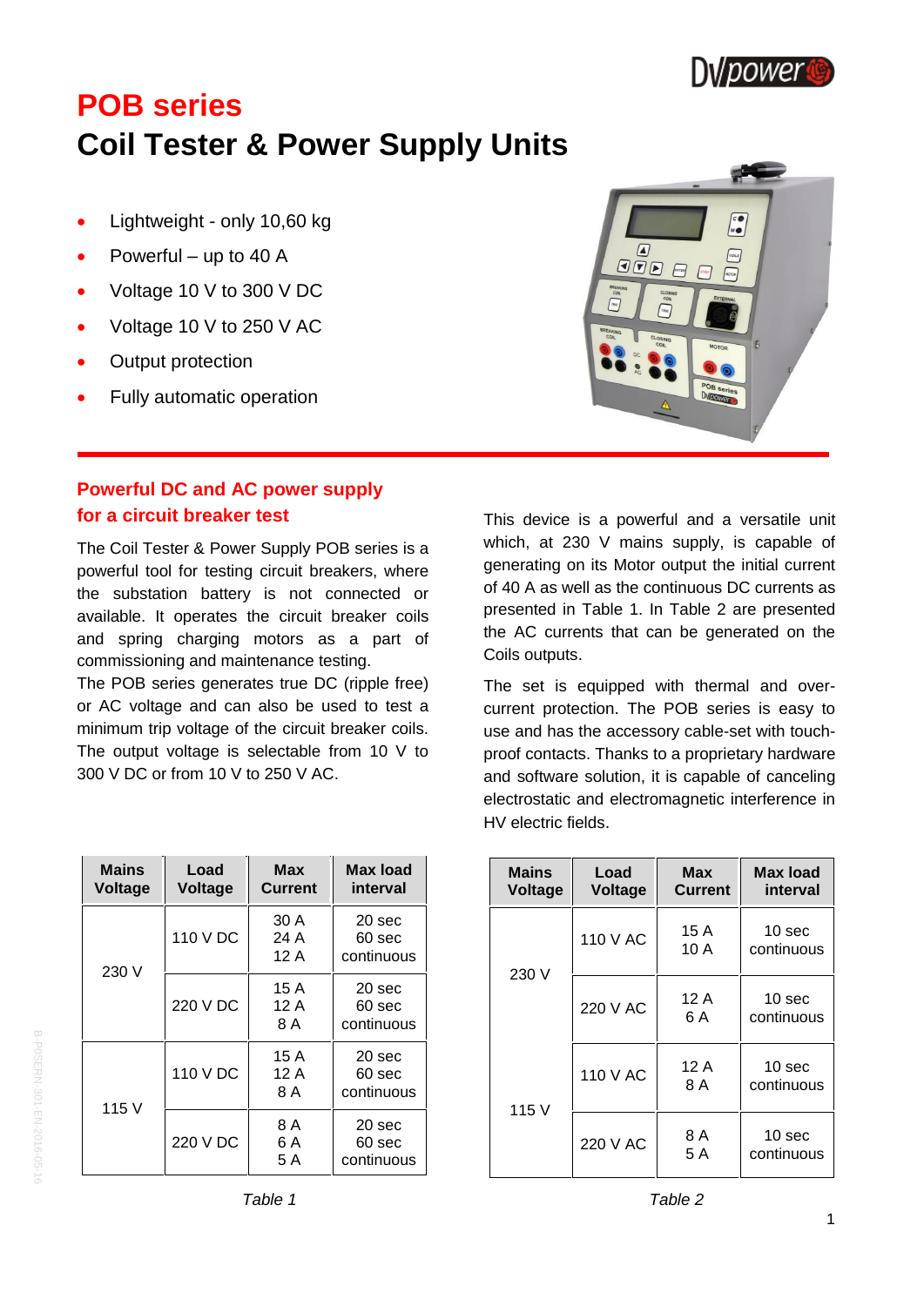# POB series

## Coil Tester & Power Supply Units

- Lightweight - only 10,60 kg
- Powerful – up to 40 A
- Voltage 10 V to 300 V DC
- Voltage 10 V to 250 V AC
- Output protection
- Fully automatic operation

### Powerful DC and AC power supply for a circuit breaker test

The Coil Tester & Power Supply POB series is a powerful tool for testing circuit breakers, where the substation battery is not connected or available. It operates the circuit breaker coils and spring charging motors as a part of commissioning and maintenance testing.

The POB series generates true DC (ripple free) or AC voltage and can also be used to test a minimum trip voltage of the circuit breaker coils. The output voltage is selectable from 10 V to 300 V DC or from 10 V to 250 V AC.

This device is a powerful and a versatile unit which, at 230 V mains supply, is capable of generating on its Motor output the initial current of 40 A as well as the continuous DC currents as presented in Table 1. In Table 2 are presented the AC currents that can be generated on the Coils outputs.

The set is equipped with thermal and over-current protection. The POB series is easy to use and has the accessory cable-set with touch-proof contacts. Thanks to a proprietary hardware and software solution, it is capable of canceling electrostatic and electromagnetic interference in HV electric fields.

| Mains Voltage | Load Voltage | Max Current | Max load interval |
|---|---|---|---|
| 230 V | 110 V DC | 30 A<br>24 A<br>12 A | 20 sec<br>60 sec<br>continuous |
| | 220 V DC | 15 A<br>12 A<br>8 A | 20 sec<br>60 sec<br>continuous |
| 115 V | 110 V DC | 15 A<br>12 A<br>8 A | 20 sec<br>60 sec<br>continuous |
| | 220 V DC | 8 A<br>6 A<br>5 A | 20 sec<br>60 sec<br>continuous |

*Table 1*

| Mains Voltage | Load Voltage | Max Current | Max load interval |
|---|---|---|---|
| 230 V | 110 V AC | 15 A<br>10 A | 10 sec<br>continuous |
| | 220 V AC | 12 A<br>6 A | 10 sec<br>continuous |
| 115 V | 110 V AC | 12 A<br>8 A | 10 sec<br>continuous |
| | 220 V AC | 8 A<br>5 A | 10 sec<br>continuous |

*Table 2*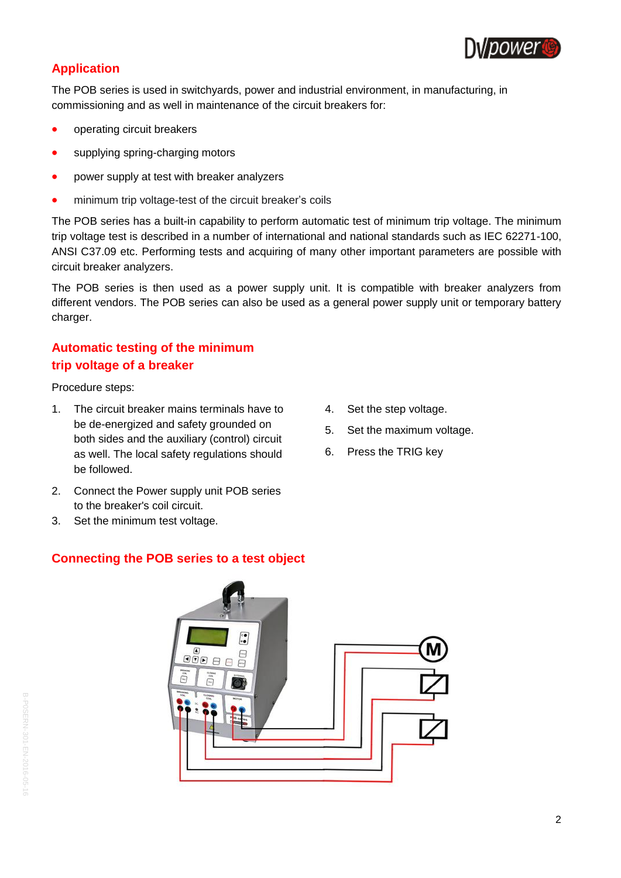## Application

The POB series is used in switchyards, power and industrial environment, in manufacturing, in commissioning and as well in maintenance of the circuit breakers for:

- operating circuit breakers
- supplying spring-charging motors
- power supply at test with breaker analyzers
- minimum trip voltage-test of the circuit breaker's coils

The POB series has a built-in capability to perform automatic test of minimum trip voltage. The minimum trip voltage test is described in a number of international and national standards such as IEC 62271-100, ANSI C37.09 etc. Performing tests and acquiring of many other important parameters are possible with circuit breaker analyzers.

The POB series is then used as a power supply unit. It is compatible with breaker analyzers from different vendors. The POB series can also be used as a general power supply unit or temporary battery charger.

## Automatic testing of the minimum trip voltage of a breaker

Procedure steps:

1. The circuit breaker mains terminals have to be de-energized and safety grounded on both sides and the auxiliary (control) circuit as well. The local safety regulations should be followed.
2. Connect the Power supply unit POB series to the breaker's coil circuit.
3. Set the minimum test voltage.
4. Set the step voltage.
5. Set the maximum voltage.
6. Press the TRIG key

## Connecting the POB series to a test object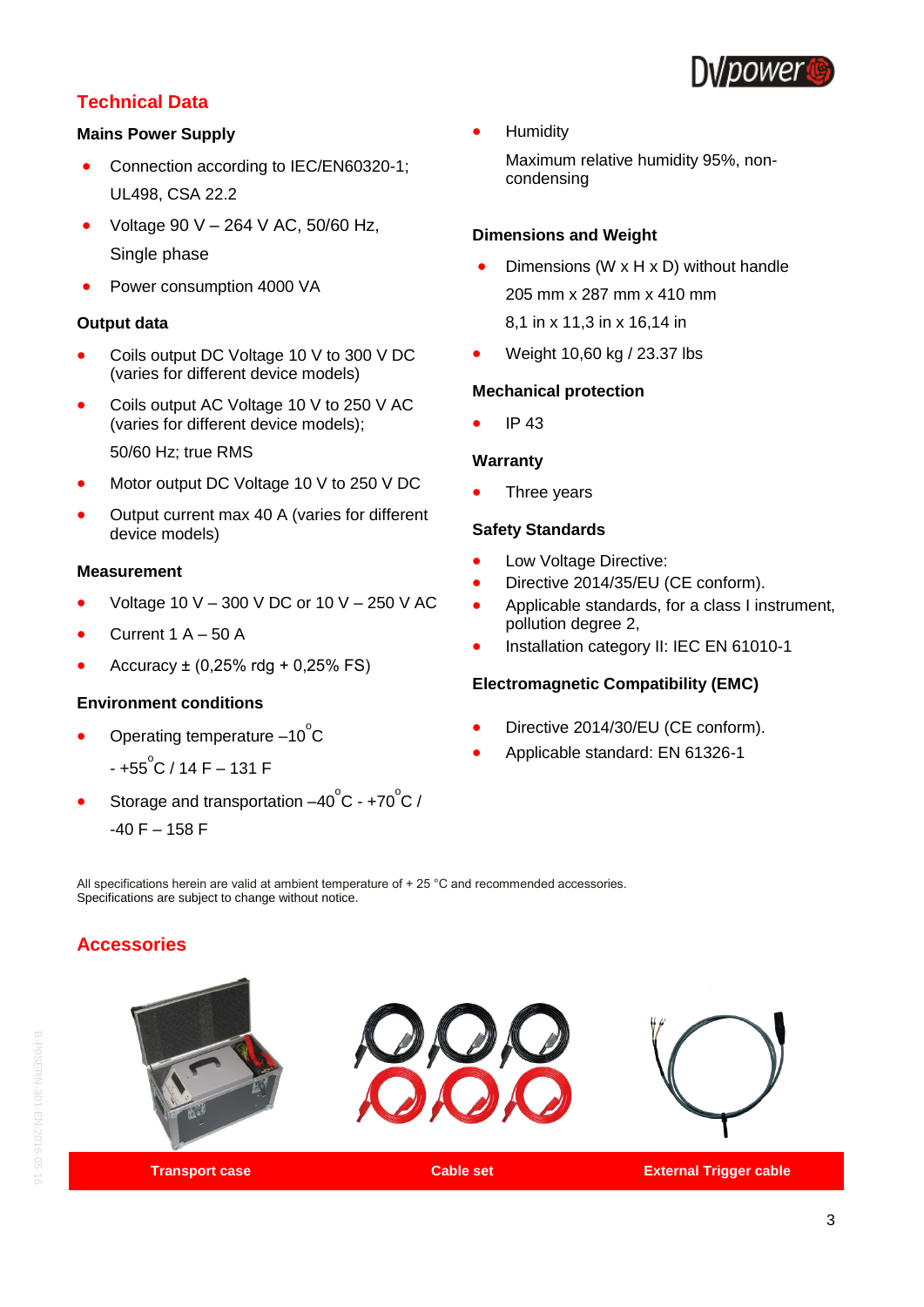## Technical Data

### Mains Power Supply

- Connection according to IEC/EN60320-1; UL498, CSA 22.2
- Voltage 90 V – 264 V AC, 50/60 Hz, Single phase
- Power consumption 4000 VA

### Output data

- Coils output DC Voltage 10 V to 300 V DC (varies for different device models)
- Coils output AC Voltage 10 V to 250 V AC (varies for different device models);
  50/60 Hz; true RMS
- Motor output DC Voltage 10 V to 250 V DC
- Output current max 40 A (varies for different device models)

### Measurement

- Voltage 10 V – 300 V DC or 10 V – 250 V AC
- Current 1 A – 50 A
- Accuracy ± (0,25% rdg + 0,25% FS)

### Environment conditions

- Operating temperature –10 °C - +55 °C / 14 F – 131 F
- Storage and transportation –40 °C - +70 °C / -40 F – 158 F

- Humidity
  Maximum relative humidity 95%, non-condensing

### Dimensions and Weight

- Dimensions (W x H x D) without handle
  205 mm x 287 mm x 410 mm
  8,1 in x 11,3 in x 16,14 in
- Weight 10,60 kg / 23.37 lbs

### Mechanical protection

- IP 43

### Warranty

- Three years

### Safety Standards

- Low Voltage Directive:
- Directive 2014/35/EU (CE conform).
- Applicable standards, for a class I instrument, pollution degree 2,
- Installation category II: IEC EN 61010-1

### Electromagnetic Compatibility (EMC)

- Directive 2014/30/EU (CE conform).
- Applicable standard: EN 61326-1

All specifications herein are valid at ambient temperature of + 25 °C and recommended accessories.
Specifications are subject to change without notice.

## Accessories

| Transport case | Cable set | External Trigger cable |
|---|---|---|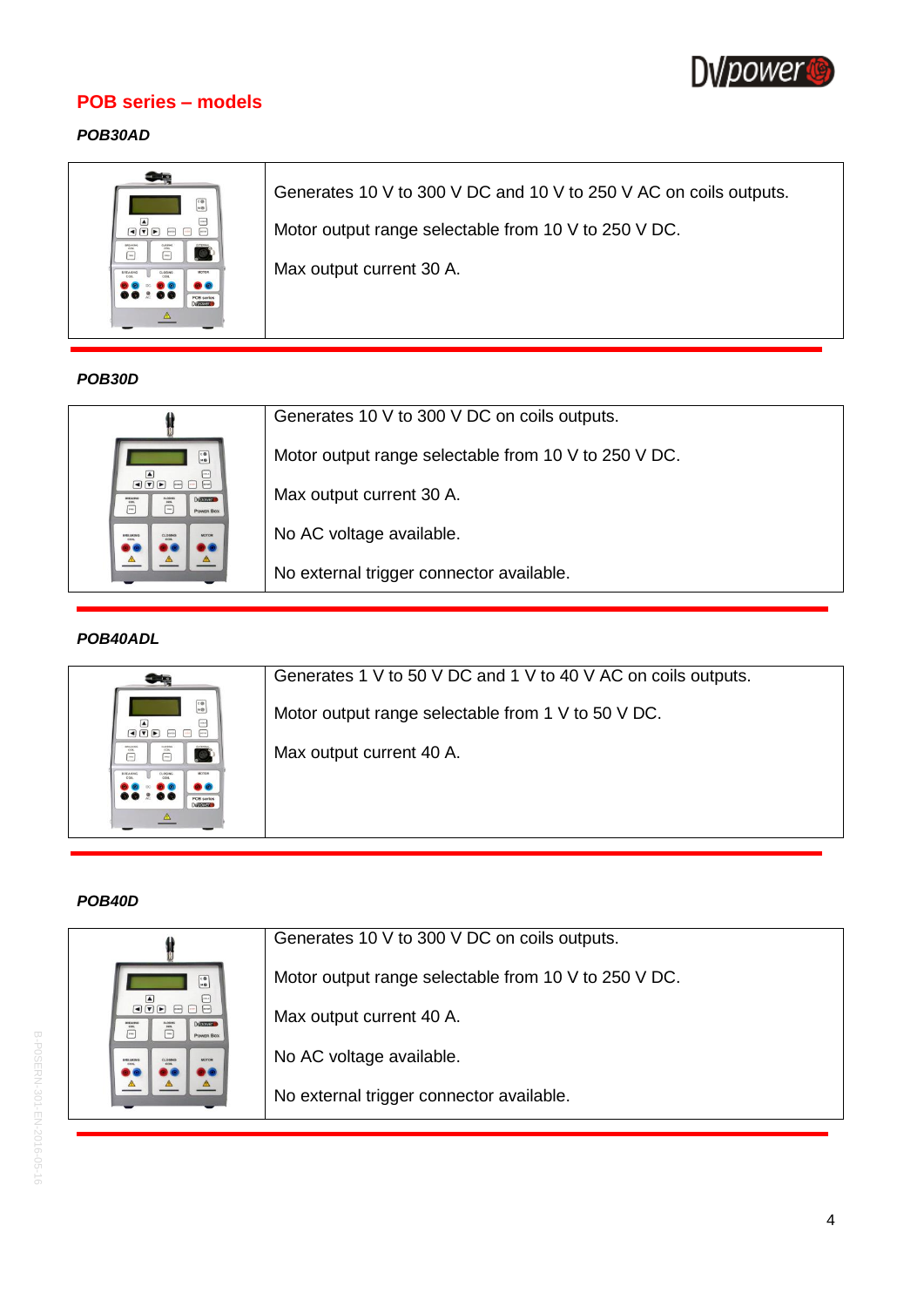## POB series – models

***POB30AD***

| | |
|---|---|
| | Generates 10 V to 300 V DC and 10 V to 250 V AC on coils outputs.<br><br>Motor output range selectable from 10 V to 250 V DC.<br><br>Max output current 30 A. |

***POB30D***

| | |
|---|---|
| | Generates 10 V to 300 V DC on coils outputs.<br><br>Motor output range selectable from 10 V to 250 V DC.<br><br>Max output current 30 A.<br><br>No AC voltage available.<br><br>No external trigger connector available. |

***POB40ADL***

| | |
|---|---|
| | Generates 1 V to 50 V DC and 1 V to 40 V AC on coils outputs.<br><br>Motor output range selectable from 1 V to 50 V DC.<br><br>Max output current 40 A. |

***POB40D***

| | |
|---|---|
| | Generates 10 V to 300 V DC on coils outputs.<br><br>Motor output range selectable from 10 V to 250 V DC.<br><br>Max output current 40 A.<br><br>No AC voltage available.<br><br>No external trigger connector available. |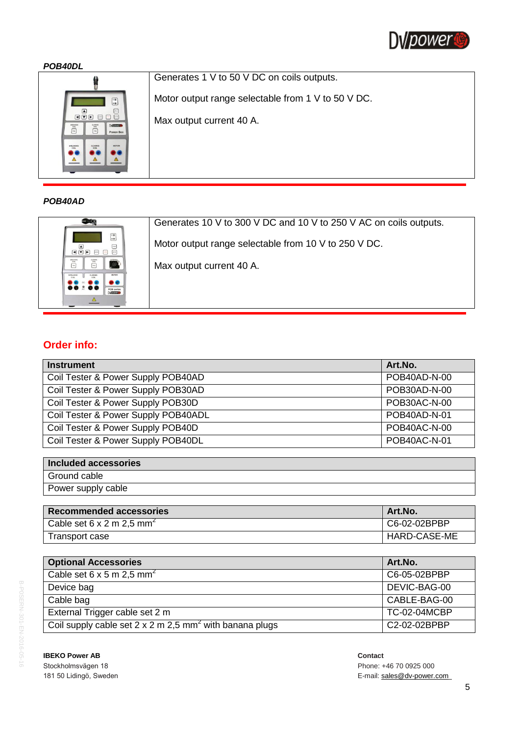***POB40DL***

| | |
|---|---|
| | Generates 1 V to 50 V DC on coils outputs.<br><br>Motor output range selectable from 1 V to 50 V DC.<br><br>Max output current 40 A. |

***POB40AD***

| | |
|---|---|
| | Generates 10 V to 300 V DC and 10 V to 250 V AC on coils outputs.<br><br>Motor output range selectable from 10 V to 250 V DC.<br><br>Max output current 40 A. |

## Order info:

| Instrument | Art.No. |
|---|---|
| Coil Tester & Power Supply POB40AD | POB40AD-N-00 |
| Coil Tester & Power Supply POB30AD | POB30AD-N-00 |
| Coil Tester & Power Supply POB30D | POB30AC-N-00 |
| Coil Tester & Power Supply POB40ADL | POB40AD-N-01 |
| Coil Tester & Power Supply POB40D | POB40AC-N-00 |
| Coil Tester & Power Supply POB40DL | POB40AC-N-01 |

| Included accessories |
|---|
| Ground cable |
| Power supply cable |

| Recommended accessories | Art.No. |
|---|---|
| Cable set 6 x 2 m 2,5 mm$^2$ | C6-02-02BPBP |
| Transport case | HARD-CASE-ME |

| Optional Accessories | Art.No. |
|---|---|
| Cable set 6 x 5 m 2,5 mm$^2$ | C6-05-02BPBP |
| Device bag | DEVIC-BAG-00 |
| Cable bag | CABLE-BAG-00 |
| External Trigger cable set 2 m | TC-02-04MCBP |
| Coil supply cable set 2 x 2 m 2,5 mm$^2$ with banana plugs | C2-02-02BPBP |

**IBEKO Power AB**
Stockholmsvägen 18
181 50 Lidingö, Sweden

**Contact**
Phone: +46 70 0925 000
E-mail: sales@dv-power.com